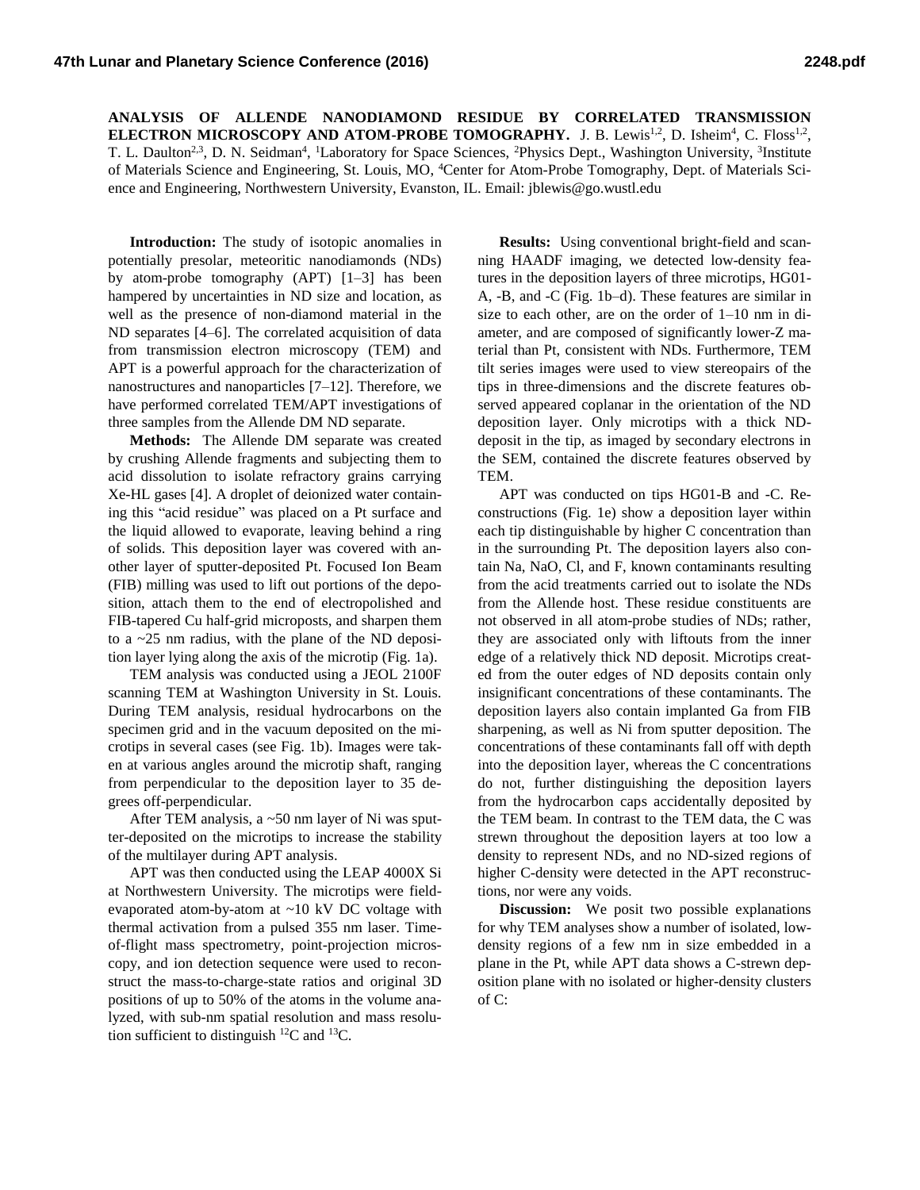# ANALYSIS OF ALLENDE NANODIAMOND RESIDUE BY CORRELATED TRANSMISSION ELECTRON MICROSCOPY AND ATOM-PROBE TOMOGRAPHY.

J. B. Lewis[1,2], D. Isheim[4], C. Floss[1,2], T. L. Daulton[2,3], D. N. Seidman[4], [1]Laboratory for Space Sciences, [2]Physics Dept., Washington University, [3]Institute of Materials Science and Engineering, St. Louis, MO, [4]Center for Atom-Probe Tomography, Dept. of Materials Science and Engineering, Northwestern University, Evanston, IL. Email: jblewis@go.wustl.edu

**Introduction:** The study of isotopic anomalies in potentially presolar, meteoritic nanodiamonds (NDs) by atom-probe tomography (APT) [1–3] has been hampered by uncertainties in ND size and location, as well as the presence of non-diamond material in the ND separates [4–6]. The correlated acquisition of data from transmission electron microscopy (TEM) and APT is a powerful approach for the characterization of nanostructures and nanoparticles [7–12]. Therefore, we have performed correlated TEM/APT investigations of three samples from the Allende DM ND separate.

**Methods:** The Allende DM separate was created by crushing Allende fragments and subjecting them to acid dissolution to isolate refractory grains carrying Xe-HL gases [4]. A droplet of deionized water containing this "acid residue" was placed on a Pt surface and the liquid allowed to evaporate, leaving behind a ring of solids. This deposition layer was covered with another layer of sputter-deposited Pt. Focused Ion Beam (FIB) milling was used to lift out portions of the deposition, attach them to the end of electropolished and FIB-tapered Cu half-grid microposts, and sharpen them to a ~25 nm radius, with the plane of the ND deposition layer lying along the axis of the microtip (Fig. 1a).

TEM analysis was conducted using a JEOL 2100F scanning TEM at Washington University in St. Louis. During TEM analysis, residual hydrocarbons on the specimen grid and in the vacuum deposited on the microtips in several cases (see Fig. 1b). Images were taken at various angles around the microtip shaft, ranging from perpendicular to the deposition layer to 35 degrees off-perpendicular.

After TEM analysis, a ~50 nm layer of Ni was sputter-deposited on the microtips to increase the stability of the multilayer during APT analysis.

APT was then conducted using the LEAP 4000X Si at Northwestern University. The microtips were field-evaporated atom-by-atom at ~10 kV DC voltage with thermal activation from a pulsed 355 nm laser. Time-of-flight mass spectrometry, point-projection microscopy, and ion detection sequence were used to reconstruct the mass-to-charge-state ratios and original 3D positions of up to 50% of the atoms in the volume analyzed, with sub-nm spatial resolution and mass resolution sufficient to distinguish $^{12}C$ and $^{13}C$.

**Results:** Using conventional bright-field and scanning HAADF imaging, we detected low-density features in the deposition layers of three microtips, HG01-A, -B, and -C (Fig. 1b–d). These features are similar in size to each other, are on the order of 1–10 nm in diameter, and are composed of significantly lower-Z material than Pt, consistent with NDs. Furthermore, TEM tilt series images were used to view stereopairs of the tips in three-dimensions and the discrete features observed appeared coplanar in the orientation of the ND deposition layer. Only microtips with a thick ND-deposit in the tip, as imaged by secondary electrons in the SEM, contained the discrete features observed by TEM.

APT was conducted on tips HG01-B and -C. Reconstructions (Fig. 1e) show a deposition layer within each tip distinguishable by higher C concentration than in the surrounding Pt. The deposition layers also contain Na, NaO, Cl, and F, known contaminants resulting from the acid treatments carried out to isolate the NDs from the Allende host. These residue constituents are not observed in all atom-probe studies of NDs; rather, they are associated only with liftouts from the inner edge of a relatively thick ND deposit. Microtips created from the outer edges of ND deposits contain only insignificant concentrations of these contaminants. The deposition layers also contain implanted Ga from FIB sharpening, as well as Ni from sputter deposition. The concentrations of these contaminants fall off with depth into the deposition layer, whereas the C concentrations do not, further distinguishing the deposition layers from the hydrocarbon caps accidentally deposited by the TEM beam. In contrast to the TEM data, the C was strewn throughout the deposition layers at too low a density to represent NDs, and no ND-sized regions of higher C-density were detected in the APT reconstructions, nor were any voids.

**Discussion:** We posit two possible explanations for why TEM analyses show a number of isolated, low-density regions of a few nm in size embedded in a plane in the Pt, while APT data shows a C-strewn deposition plane with no isolated or higher-density clusters of C: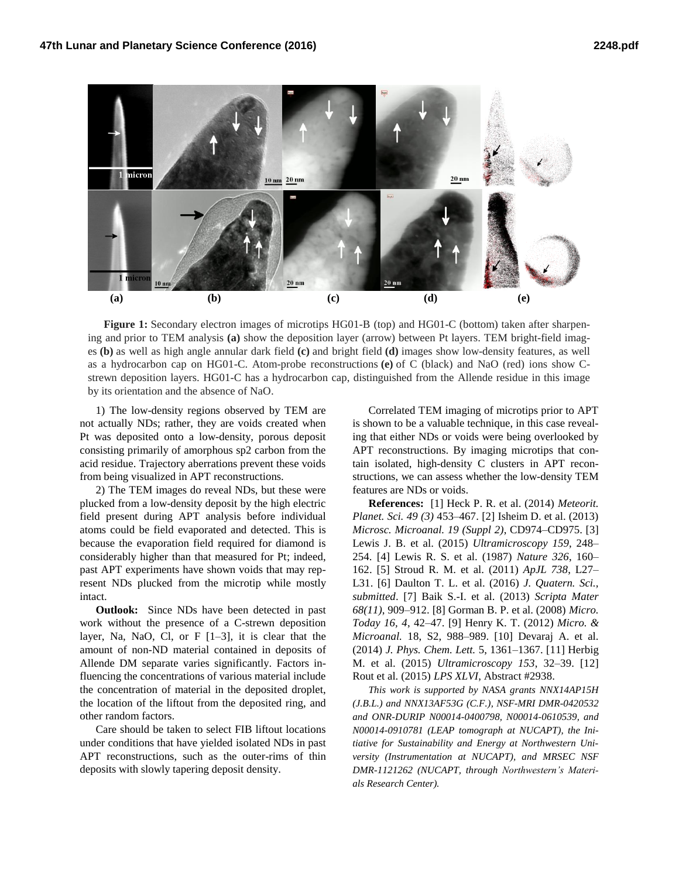**Figure 1:** Secondary electron images of microtips HG01-B (top) and HG01-C (bottom) taken after sharpening and prior to TEM analysis **(a)** show the deposition layer (arrow) between Pt layers. TEM bright-field images **(b)** as well as high angle annular dark field **(c)** and bright field **(d)** images show low-density features, as well as a hydrocarbon cap on HG01-C. Atom-probe reconstructions **(e)** of C (black) and NaO (red) ions show C-strewn deposition layers. HG01-C has a hydrocarbon cap, distinguished from the Allende residue in this image by its orientation and the absence of NaO.

1) The low-density regions observed by TEM are not actually NDs; rather, they are voids created when Pt was deposited onto a low-density, porous deposit consisting primarily of amorphous sp2 carbon from the acid residue. Trajectory aberrations prevent these voids from being visualized in APT reconstructions.

2) The TEM images do reveal NDs, but these were plucked from a low-density deposit by the high electric field present during APT analysis before individual atoms could be field evaporated and detected. This is because the evaporation field required for diamond is considerably higher than that measured for Pt; indeed, past APT experiments have shown voids that may represent NDs plucked from the microtip while mostly intact.

**Outlook:** Since NDs have been detected in past work without the presence of a C-strewn deposition layer, Na, NaO, Cl, or F [1–3], it is clear that the amount of non-ND material contained in deposits of Allende DM separate varies significantly. Factors influencing the concentrations of various material include the concentration of material in the deposited droplet, the location of the liftout from the deposited ring, and other random factors.

Care should be taken to select FIB liftout locations under conditions that have yielded isolated NDs in past APT reconstructions, such as the outer-rims of thin deposits with slowly tapering deposit density.

Correlated TEM imaging of microtips prior to APT is shown to be a valuable technique, in this case revealing that either NDs or voids were being overlooked by APT reconstructions. By imaging microtips that contain isolated, high-density C clusters in APT reconstructions, we can assess whether the low-density TEM features are NDs or voids.

**References:** [1] Heck P. R. et al. (2014) *Meteorit. Planet. Sci. 49 (3)* 453–467. [2] Isheim D. et al. (2013) *Microsc. Microanal. 19 (Suppl 2)*, CD974–CD975. [3] Lewis J. B. et al. (2015) *Ultramicroscopy 159*, 248–254. [4] Lewis R. S. et al. (1987) *Nature 326*, 160–162. [5] Stroud R. M. et al. (2011) *ApJL 738*, L27–L31. [6] Daulton T. L. et al. (2016) *J. Quatern. Sci., submitted*. [7] Baik S.-I. et al. (2013) *Scripta Mater 68(11)*, 909–912. [8] Gorman B. P. et al. (2008) *Micro. Today 16, 4*, 42–47. [9] Henry K. T. (2012) *Micro. & Microanal.* 18, S2, 988–989. [10] Devaraj A. et al. (2014) *J. Phys. Chem. Lett.* 5, 1361–1367. [11] Herbig M. et al. (2015) *Ultramicroscopy 153*, 32–39. [12] Rout et al. (2015) *LPS XLVI*, Abstract #2938.

*This work is supported by NASA grants NNX14AP15H (J.B.L.) and NNX13AF53G (C.F.), NSF-MRI DMR-0420532 and ONR-DURIP N00014-0400798, N00014-0610539, and N00014-0910781 (LEAP tomograph at NUCAPT), the Initiative for Sustainability and Energy at Northwestern University (Instrumentation at NUCAPT), and MRSEC NSF DMR-1121262 (NUCAPT, through Northwestern's Materials Research Center).*